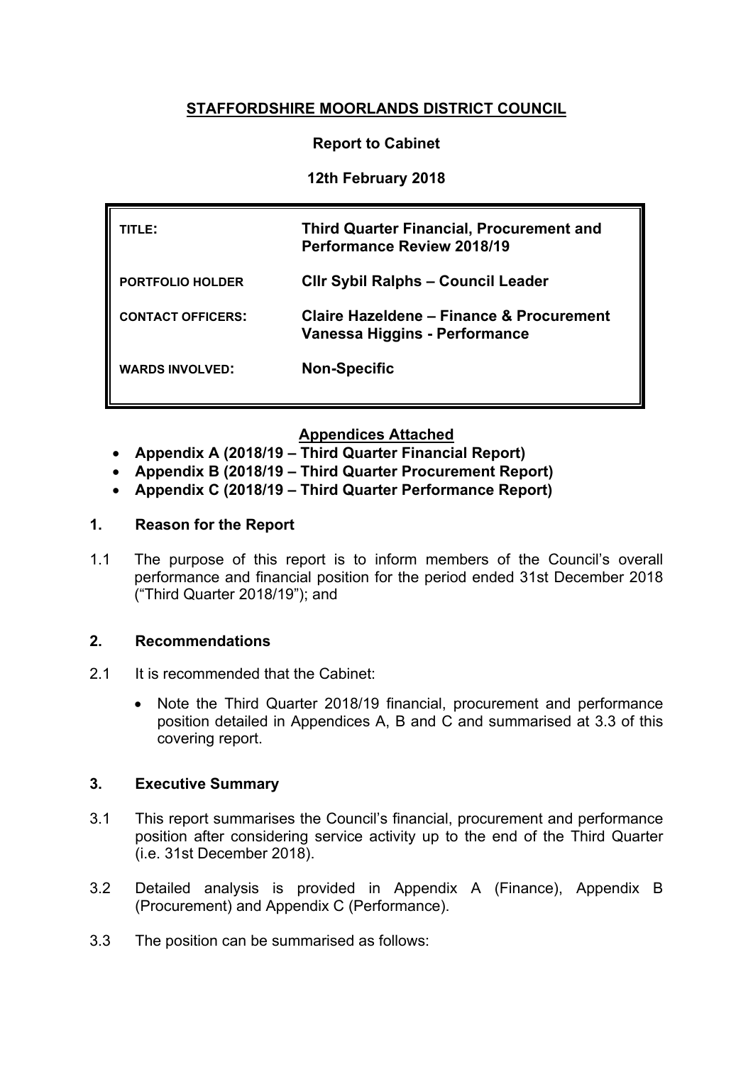# STAFFORDSHIRE MOORLANDS DISTRICT COUNCIL

**Report to Cabinet**

**12th February 2018**

| | |
|---|---|
| **TITLE:** | **Third Quarter Financial, Procurement and Performance Review 2018/19** |
| **PORTFOLIO HOLDER** | **Cllr Sybil Ralphs – Council Leader** |
| **CONTACT OFFICERS:** | **Claire Hazeldene – Finance & Procurement**<br>**Vanessa Higgins - Performance** |
| **WARDS INVOLVED:** | **Non-Specific** |

**Appendices Attached**

- **Appendix A (2018/19 – Third Quarter Financial Report)**
- **Appendix B (2018/19 – Third Quarter Procurement Report)**
- **Appendix C (2018/19 – Third Quarter Performance Report)**

## 1. Reason for the Report

1.1 The purpose of this report is to inform members of the Council's overall performance and financial position for the period ended 31st December 2018 ("Third Quarter 2018/19"); and

## 2. Recommendations

2.1 It is recommended that the Cabinet:

- Note the Third Quarter 2018/19 financial, procurement and performance position detailed in Appendices A, B and C and summarised at 3.3 of this covering report.

## 3. Executive Summary

3.1 This report summarises the Council's financial, procurement and performance position after considering service activity up to the end of the Third Quarter (i.e. 31st December 2018).

3.2 Detailed analysis is provided in Appendix A (Finance), Appendix B (Procurement) and Appendix C (Performance).

3.3 The position can be summarised as follows: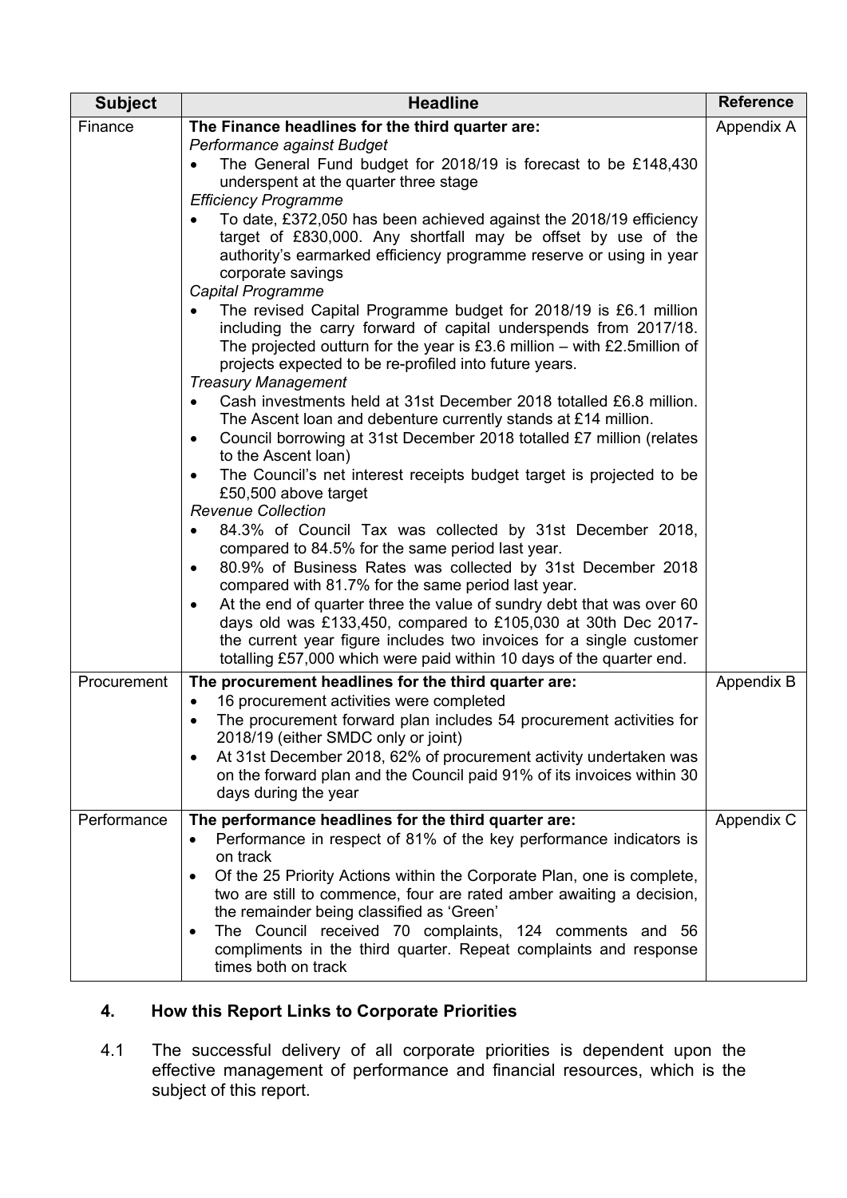| Subject | Headline | Reference |
|---|---|---|
| Finance | **The Finance headlines for the third quarter are:**<br>*Performance against Budget*<br>• The General Fund budget for 2018/19 is forecast to be £148,430 underspent at the quarter three stage<br>*Efficiency Programme*<br>• To date, £372,050 has been achieved against the 2018/19 efficiency target of £830,000. Any shortfall may be offset by use of the authority's earmarked efficiency programme reserve or using in year corporate savings<br>*Capital Programme*<br>• The revised Capital Programme budget for 2018/19 is £6.1 million including the carry forward of capital underspends from 2017/18. The projected outturn for the year is £3.6 million – with £2.5million of projects expected to be re-profiled into future years.<br>*Treasury Management*<br>• Cash investments held at 31st December 2018 totalled £6.8 million. The Ascent loan and debenture currently stands at £14 million.<br>• Council borrowing at 31st December 2018 totalled £7 million (relates to the Ascent loan)<br>• The Council's net interest receipts budget target is projected to be £50,500 above target<br>*Revenue Collection*<br>• 84.3% of Council Tax was collected by 31st December 2018, compared to 84.5% for the same period last year.<br>• 80.9% of Business Rates was collected by 31st December 2018 compared with 81.7% for the same period last year.<br>• At the end of quarter three the value of sundry debt that was over 60 days old was £133,450, compared to £105,030 at 30th Dec 2017- the current year figure includes two invoices for a single customer totalling £57,000 which were paid within 10 days of the quarter end. | Appendix A |
| Procurement | **The procurement headlines for the third quarter are:**<br>• 16 procurement activities were completed<br>• The procurement forward plan includes 54 procurement activities for 2018/19 (either SMDC only or joint)<br>• At 31st December 2018, 62% of procurement activity undertaken was on the forward plan and the Council paid 91% of its invoices within 30 days during the year | Appendix B |
| Performance | **The performance headlines for the third quarter are:**<br>• Performance in respect of 81% of the key performance indicators is on track<br>• Of the 25 Priority Actions within the Corporate Plan, one is complete, two are still to commence, four are rated amber awaiting a decision, the remainder being classified as 'Green'<br>• The Council received 70 complaints, 124 comments and 56 compliments in the third quarter. Repeat complaints and response times both on track | Appendix C |

## 4. How this Report Links to Corporate Priorities

4.1 The successful delivery of all corporate priorities is dependent upon the effective management of performance and financial resources, which is the subject of this report.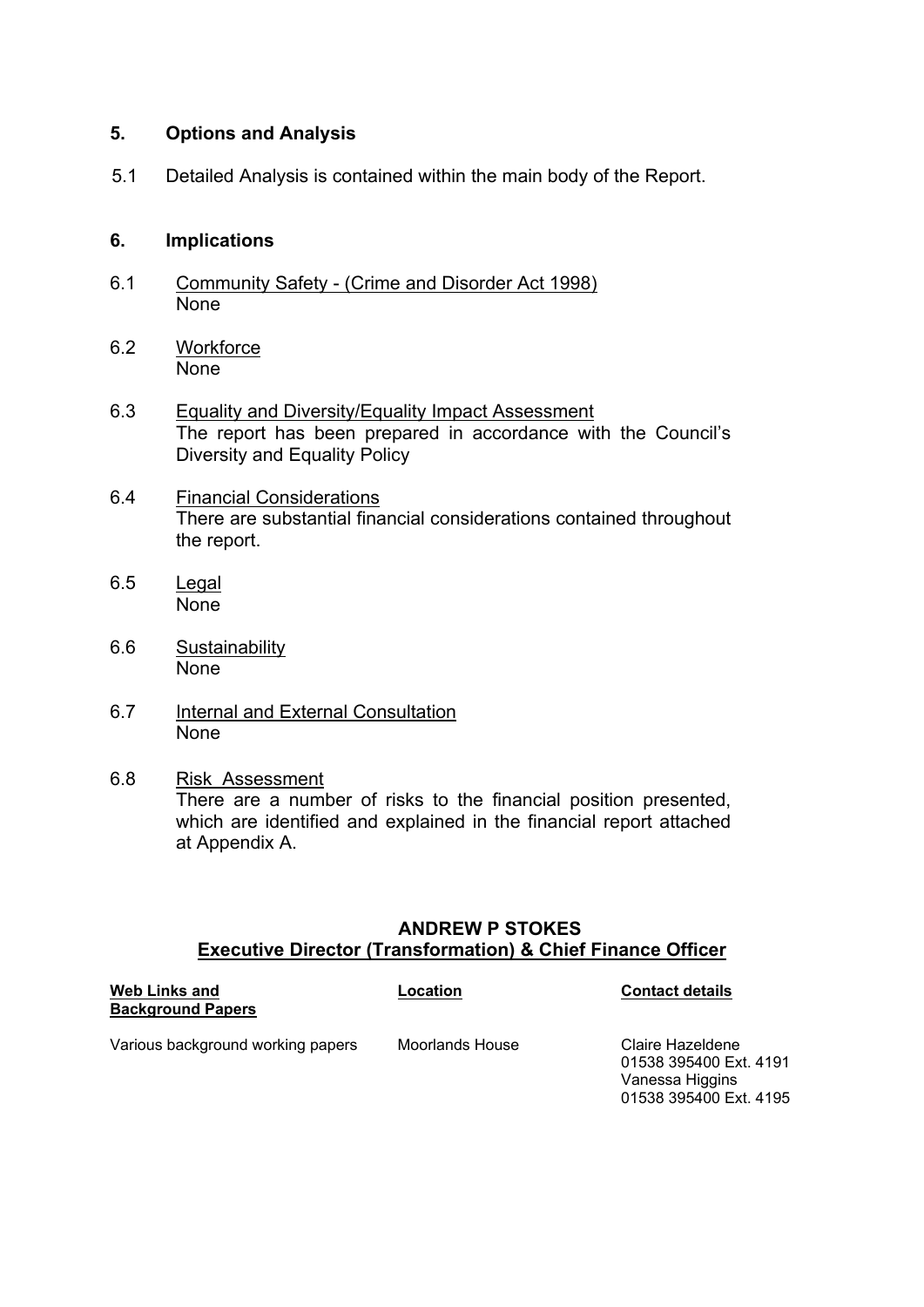## 5. Options and Analysis

5.1 Detailed Analysis is contained within the main body of the Report.

## 6. Implications

6.1 Community Safety - (Crime and Disorder Act 1998)
None

6.2 Workforce
None

6.3 Equality and Diversity/Equality Impact Assessment
The report has been prepared in accordance with the Council's Diversity and Equality Policy

6.4 Financial Considerations
There are substantial financial considerations contained throughout the report.

6.5 Legal
None

6.6 Sustainability
None

6.7 Internal and External Consultation
None

6.8 Risk Assessment
There are a number of risks to the financial position presented, which are identified and explained in the financial report attached at Appendix A.

**ANDREW P STOKES**
**Executive Director (Transformation) & Chief Finance Officer**

| Web Links and Background Papers | Location | Contact details |
| --- | --- | --- |
| Various background working papers | Moorlands House | Claire Hazeldene<br>01538 395400 Ext. 4191<br>Vanessa Higgins<br>01538 395400 Ext. 4195 |